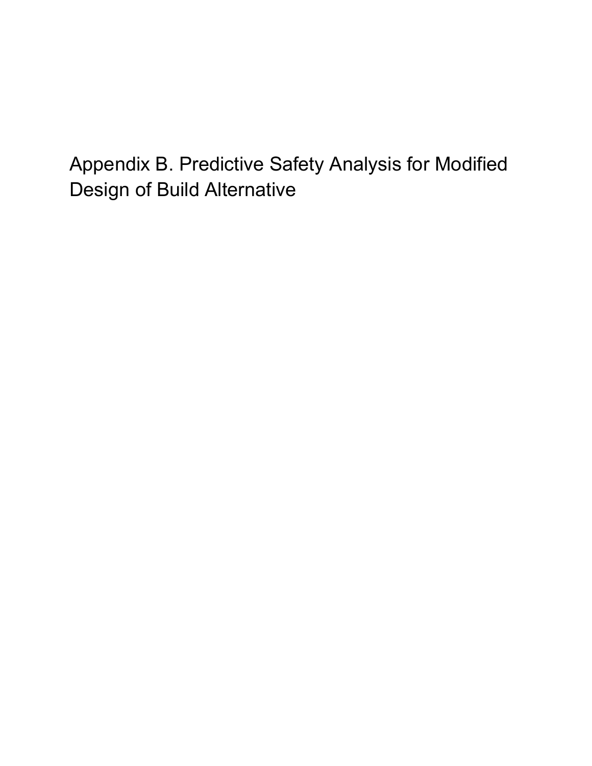# Appendix B. Predictive Safety Analysis for Modified Design of Build Alternative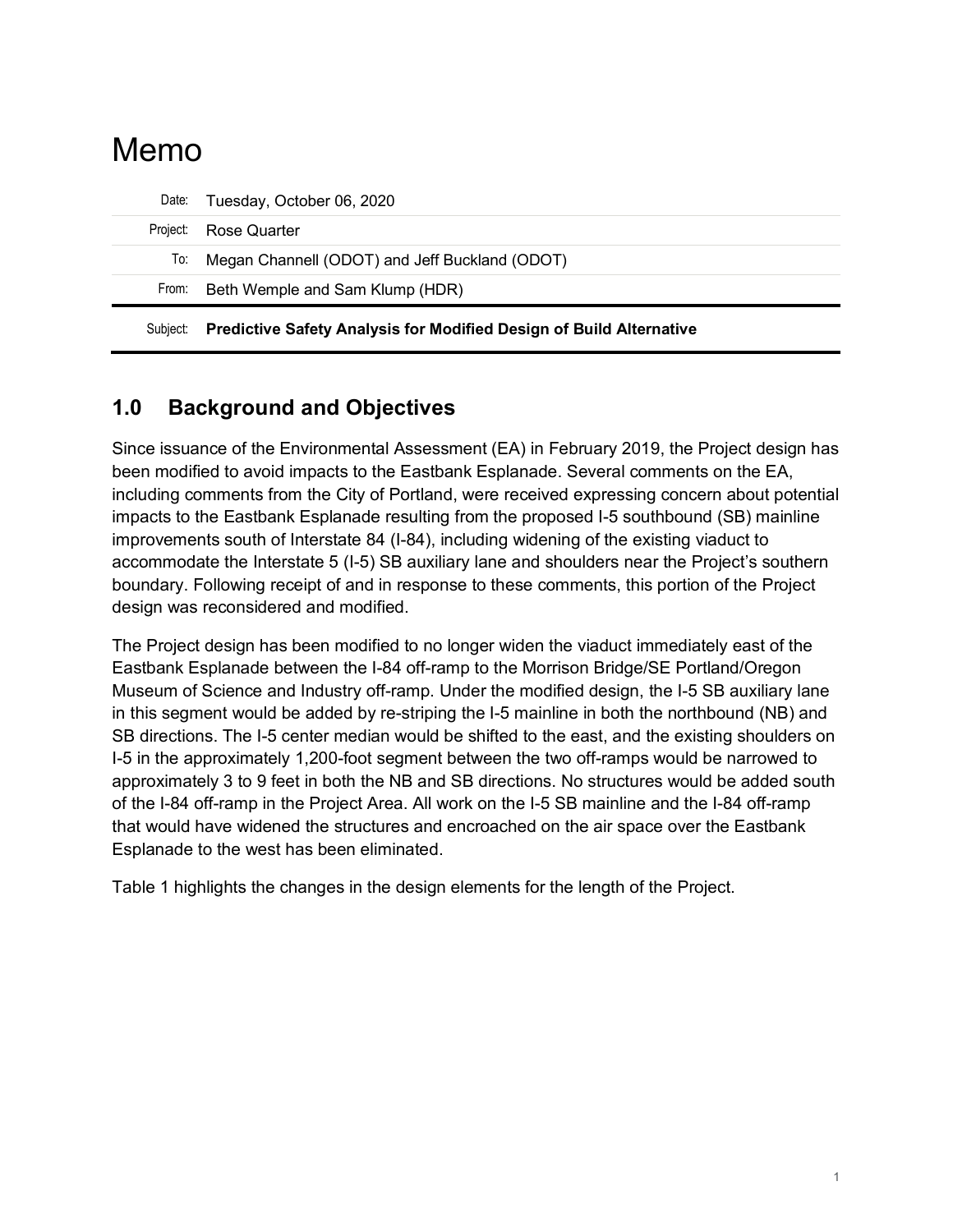# Memo

| | |
|---|---|
| Date: | Tuesday, October 06, 2020 |
| Project: | Rose Quarter |
| To: | Megan Channell (ODOT) and Jeff Buckland (ODOT) |
| From: | Beth Wemple and Sam Klump (HDR) |
| Subject: | **Predictive Safety Analysis for Modified Design of Build Alternative** |

## 1.0 Background and Objectives

Since issuance of the Environmental Assessment (EA) in February 2019, the Project design has been modified to avoid impacts to the Eastbank Esplanade. Several comments on the EA, including comments from the City of Portland, were received expressing concern about potential impacts to the Eastbank Esplanade resulting from the proposed I-5 southbound (SB) mainline improvements south of Interstate 84 (I-84), including widening of the existing viaduct to accommodate the Interstate 5 (I-5) SB auxiliary lane and shoulders near the Project's southern boundary. Following receipt of and in response to these comments, this portion of the Project design was reconsidered and modified.

The Project design has been modified to no longer widen the viaduct immediately east of the Eastbank Esplanade between the I-84 off-ramp to the Morrison Bridge/SE Portland/Oregon Museum of Science and Industry off-ramp. Under the modified design, the I-5 SB auxiliary lane in this segment would be added by re-striping the I-5 mainline in both the northbound (NB) and SB directions. The I-5 center median would be shifted to the east, and the existing shoulders on I-5 in the approximately 1,200-foot segment between the two off-ramps would be narrowed to approximately 3 to 9 feet in both the NB and SB directions. No structures would be added south of the I-84 off-ramp in the Project Area. All work on the I-5 SB mainline and the I-84 off-ramp that would have widened the structures and encroached on the air space over the Eastbank Esplanade to the west has been eliminated.

Table 1 highlights the changes in the design elements for the length of the Project.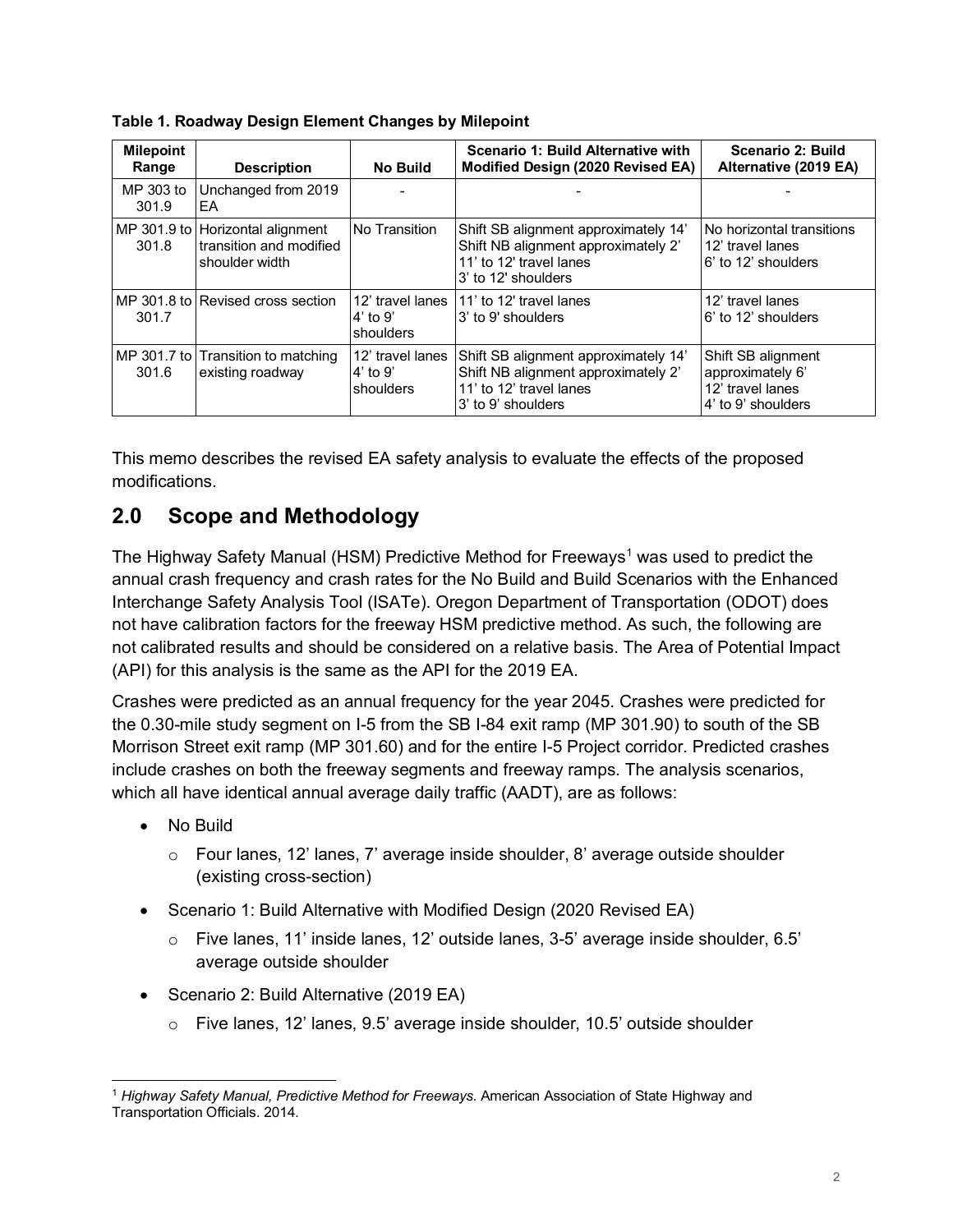**Table 1. Roadway Design Element Changes by Milepoint**

| Milepoint Range | Description | No Build | Scenario 1: Build Alternative with Modified Design (2020 Revised EA) | Scenario 2: Build Alternative (2019 EA) |
|---|---|---|---|---|
| MP 303 to 301.9 | Unchanged from 2019 EA | - | - | - |
| MP 301.9 to 301.8 | Horizontal alignment transition and modified shoulder width | No Transition | Shift SB alignment approximately 14' Shift NB alignment approximately 2' 11' to 12' travel lanes 3' to 12' shoulders | No horizontal transitions 12' travel lanes 6' to 12' shoulders |
| MP 301.8 to 301.7 | Revised cross section | 12' travel lanes 4' to 9' shoulders | 11' to 12' travel lanes 3' to 9' shoulders | 12' travel lanes 6' to 12' shoulders |
| MP 301.7 to 301.6 | Transition to matching existing roadway | 12' travel lanes 4' to 9' shoulders | Shift SB alignment approximately 14' Shift NB alignment approximately 2' 11' to 12' travel lanes 3' to 9' shoulders | Shift SB alignment approximately 6' 12' travel lanes 4' to 9' shoulders |

This memo describes the revised EA safety analysis to evaluate the effects of the proposed modifications.

## 2.0 Scope and Methodology

The Highway Safety Manual (HSM) Predictive Method for Freeways[1] was used to predict the annual crash frequency and crash rates for the No Build and Build Scenarios with the Enhanced Interchange Safety Analysis Tool (ISATe). Oregon Department of Transportation (ODOT) does not have calibration factors for the freeway HSM predictive method. As such, the following are not calibrated results and should be considered on a relative basis. The Area of Potential Impact (API) for this analysis is the same as the API for the 2019 EA.

Crashes were predicted as an annual frequency for the year 2045. Crashes were predicted for the 0.30-mile study segment on I-5 from the SB I-84 exit ramp (MP 301.90) to south of the SB Morrison Street exit ramp (MP 301.60) and for the entire I-5 Project corridor. Predicted crashes include crashes on both the freeway segments and freeway ramps. The analysis scenarios, which all have identical annual average daily traffic (AADT), are as follows:

- No Build
  - Four lanes, 12' lanes, 7' average inside shoulder, 8' average outside shoulder (existing cross-section)
- Scenario 1: Build Alternative with Modified Design (2020 Revised EA)
  - Five lanes, 11' inside lanes, 12' outside lanes, 3-5' average inside shoulder, 6.5' average outside shoulder
- Scenario 2: Build Alternative (2019 EA)
  - Five lanes, 12' lanes, 9.5' average inside shoulder, 10.5' outside shoulder

[1] *Highway Safety Manual, Predictive Method for Freeways.* American Association of State Highway and Transportation Officials. 2014.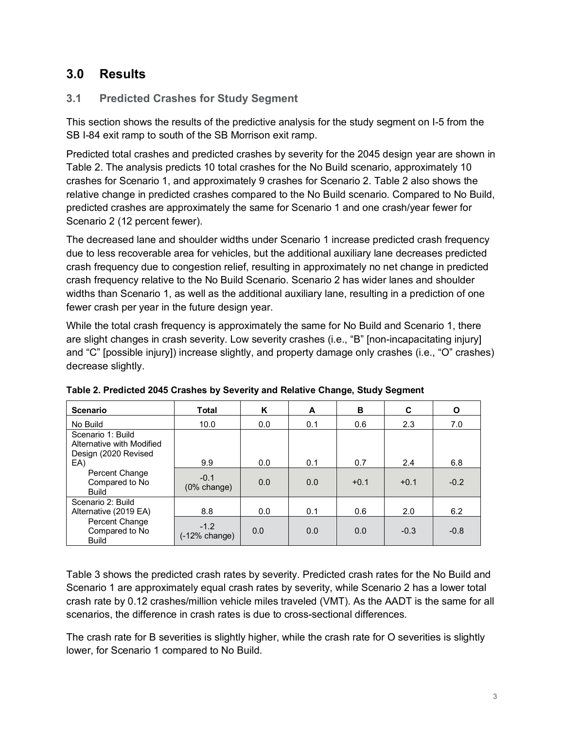## 3.0 Results

### 3.1 Predicted Crashes for Study Segment

This section shows the results of the predictive analysis for the study segment on I-5 from the SB I-84 exit ramp to south of the SB Morrison exit ramp.

Predicted total crashes and predicted crashes by severity for the 2045 design year are shown in Table 2. The analysis predicts 10 total crashes for the No Build scenario, approximately 10 crashes for Scenario 1, and approximately 9 crashes for Scenario 2. Table 2 also shows the relative change in predicted crashes compared to the No Build scenario. Compared to No Build, predicted crashes are approximately the same for Scenario 1 and one crash/year fewer for Scenario 2 (12 percent fewer).

The decreased lane and shoulder widths under Scenario 1 increase predicted crash frequency due to less recoverable area for vehicles, but the additional auxiliary lane decreases predicted crash frequency due to congestion relief, resulting in approximately no net change in predicted crash frequency relative to the No Build Scenario. Scenario 2 has wider lanes and shoulder widths than Scenario 1, as well as the additional auxiliary lane, resulting in a prediction of one fewer crash per year in the future design year.

While the total crash frequency is approximately the same for No Build and Scenario 1, there are slight changes in crash severity. Low severity crashes (i.e., "B" [non-incapacitating injury] and "C" [possible injury]) increase slightly, and property damage only crashes (i.e., "O" crashes) decrease slightly.

**Table 2. Predicted 2045 Crashes by Severity and Relative Change, Study Segment**

| Scenario | Total | K | A | B | C | O |
|---|---|---|---|---|---|---|
| No Build | 10.0 | 0.0 | 0.1 | 0.6 | 2.3 | 7.0 |
| Scenario 1: Build Alternative with Modified Design (2020 Revised EA) | 9.9 | 0.0 | 0.1 | 0.7 | 2.4 | 6.8 |
| Percent Change Compared to No Build | -0.1 (0% change) | 0.0 | 0.0 | +0.1 | +0.1 | -0.2 |
| Scenario 2: Build Alternative (2019 EA) | 8.8 | 0.0 | 0.1 | 0.6 | 2.0 | 6.2 |
| Percent Change Compared to No Build | -1.2 (-12% change) | 0.0 | 0.0 | 0.0 | -0.3 | -0.8 |

Table 3 shows the predicted crash rates by severity. Predicted crash rates for the No Build and Scenario 1 are approximately equal crash rates by severity, while Scenario 2 has a lower total crash rate by 0.12 crashes/million vehicle miles traveled (VMT). As the AADT is the same for all scenarios, the difference in crash rates is due to cross-sectional differences.

The crash rate for B severities is slightly higher, while the crash rate for O severities is slightly lower, for Scenario 1 compared to No Build.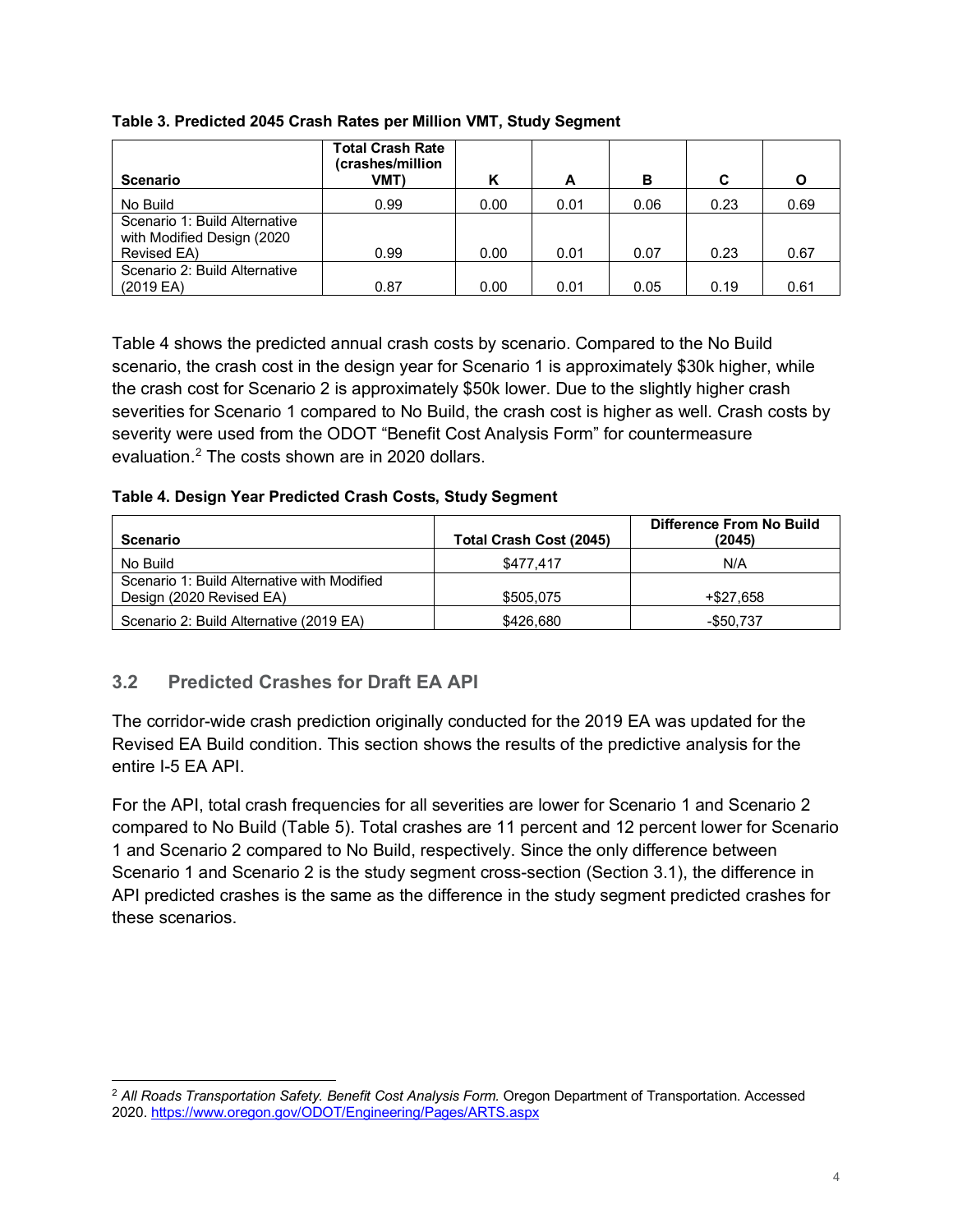**Table 3. Predicted 2045 Crash Rates per Million VMT, Study Segment**

| Scenario | Total Crash Rate (crashes/million VMT) | K | A | B | C | O |
|---|---|---|---|---|---|---|
| No Build | 0.99 | 0.00 | 0.01 | 0.06 | 0.23 | 0.69 |
| Scenario 1: Build Alternative with Modified Design (2020 Revised EA) | 0.99 | 0.00 | 0.01 | 0.07 | 0.23 | 0.67 |
| Scenario 2: Build Alternative (2019 EA) | 0.87 | 0.00 | 0.01 | 0.05 | 0.19 | 0.61 |

Table 4 shows the predicted annual crash costs by scenario. Compared to the No Build scenario, the crash cost in the design year for Scenario 1 is approximately $30k higher, while the crash cost for Scenario 2 is approximately $50k lower. Due to the slightly higher crash severities for Scenario 1 compared to No Build, the crash cost is higher as well. Crash costs by severity were used from the ODOT "Benefit Cost Analysis Form" for countermeasure evaluation.[2] The costs shown are in 2020 dollars.

**Table 4. Design Year Predicted Crash Costs, Study Segment**

| Scenario | Total Crash Cost (2045) | Difference From No Build (2045) |
|---|---|---|
| No Build | $477,417 | N/A |
| Scenario 1: Build Alternative with Modified Design (2020 Revised EA) | $505,075 | +$27,658 |
| Scenario 2: Build Alternative (2019 EA) | $426,680 | -$50,737 |

## 3.2 Predicted Crashes for Draft EA API

The corridor-wide crash prediction originally conducted for the 2019 EA was updated for the Revised EA Build condition. This section shows the results of the predictive analysis for the entire I-5 EA API.

For the API, total crash frequencies for all severities are lower for Scenario 1 and Scenario 2 compared to No Build (Table 5). Total crashes are 11 percent and 12 percent lower for Scenario 1 and Scenario 2 compared to No Build, respectively. Since the only difference between Scenario 1 and Scenario 2 is the study segment cross-section (Section 3.1), the difference in API predicted crashes is the same as the difference in the study segment predicted crashes for these scenarios.

---

[2] *All Roads Transportation Safety. Benefit Cost Analysis Form.* Oregon Department of Transportation. Accessed 2020. https://www.oregon.gov/ODOT/Engineering/Pages/ARTS.aspx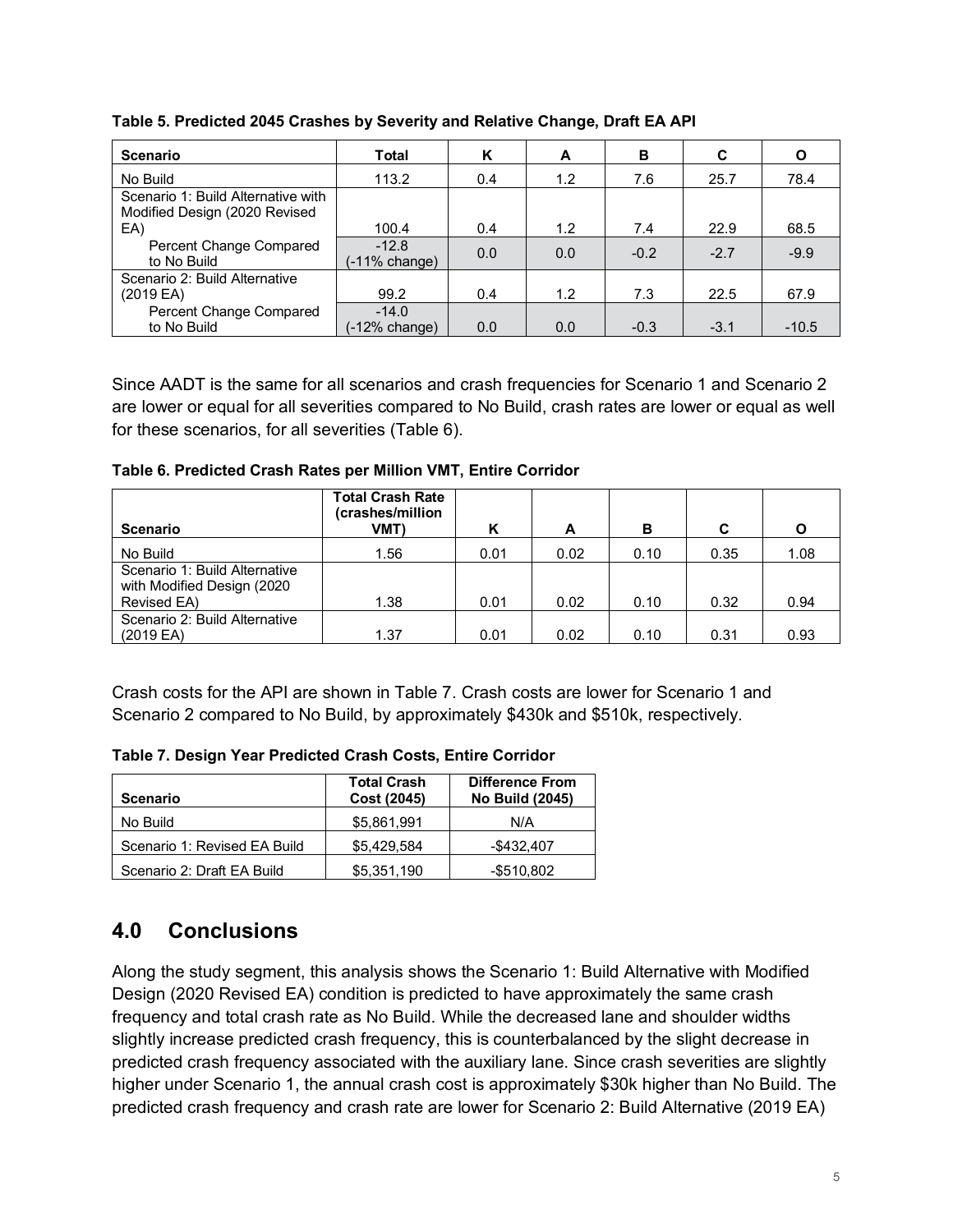**Table 5. Predicted 2045 Crashes by Severity and Relative Change, Draft EA API**

| Scenario | Total | K | A | B | C | O |
|---|---|---|---|---|---|---|
| No Build | 113.2 | 0.4 | 1.2 | 7.6 | 25.7 | 78.4 |
| Scenario 1: Build Alternative with Modified Design (2020 Revised EA) | 100.4 | 0.4 | 1.2 | 7.4 | 22.9 | 68.5 |
| Percent Change Compared to No Build | -12.8 (-11% change) | 0.0 | 0.0 | -0.2 | -2.7 | -9.9 |
| Scenario 2: Build Alternative (2019 EA) | 99.2 | 0.4 | 1.2 | 7.3 | 22.5 | 67.9 |
| Percent Change Compared to No Build | -14.0 (-12% change) | 0.0 | 0.0 | -0.3 | -3.1 | -10.5 |

Since AADT is the same for all scenarios and crash frequencies for Scenario 1 and Scenario 2 are lower or equal for all severities compared to No Build, crash rates are lower or equal as well for these scenarios, for all severities (Table 6).

**Table 6. Predicted Crash Rates per Million VMT, Entire Corridor**

| Scenario | Total Crash Rate (crashes/million VMT) | K | A | B | C | O |
|---|---|---|---|---|---|---|
| No Build | 1.56 | 0.01 | 0.02 | 0.10 | 0.35 | 1.08 |
| Scenario 1: Build Alternative with Modified Design (2020 Revised EA) | 1.38 | 0.01 | 0.02 | 0.10 | 0.32 | 0.94 |
| Scenario 2: Build Alternative (2019 EA) | 1.37 | 0.01 | 0.02 | 0.10 | 0.31 | 0.93 |

Crash costs for the API are shown in Table 7. Crash costs are lower for Scenario 1 and Scenario 2 compared to No Build, by approximately $430k and $510k, respectively.

**Table 7. Design Year Predicted Crash Costs, Entire Corridor**

| Scenario | Total Crash Cost (2045) | Difference From No Build (2045) |
|---|---|---|
| No Build | $5,861,991 | N/A |
| Scenario 1: Revised EA Build | $5,429,584 | -$432,407 |
| Scenario 2: Draft EA Build | $5,351,190 | -$510,802 |

## 4.0 Conclusions

Along the study segment, this analysis shows the Scenario 1: Build Alternative with Modified Design (2020 Revised EA) condition is predicted to have approximately the same crash frequency and total crash rate as No Build. While the decreased lane and shoulder widths slightly increase predicted crash frequency, this is counterbalanced by the slight decrease in predicted crash frequency associated with the auxiliary lane. Since crash severities are slightly higher under Scenario 1, the annual crash cost is approximately $30k higher than No Build. The predicted crash frequency and crash rate are lower for Scenario 2: Build Alternative (2019 EA)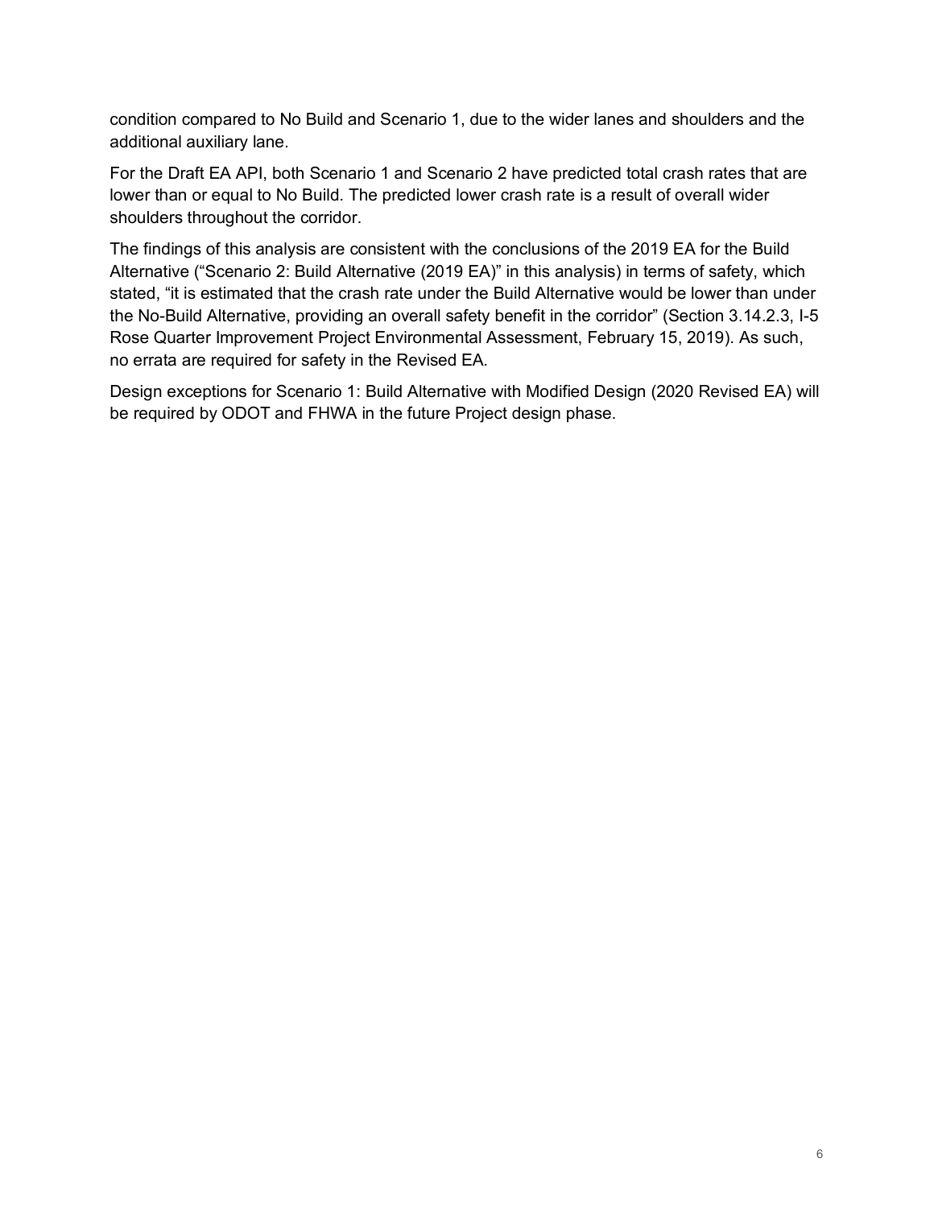condition compared to No Build and Scenario 1, due to the wider lanes and shoulders and the additional auxiliary lane.

For the Draft EA API, both Scenario 1 and Scenario 2 have predicted total crash rates that are lower than or equal to No Build. The predicted lower crash rate is a result of overall wider shoulders throughout the corridor.

The findings of this analysis are consistent with the conclusions of the 2019 EA for the Build Alternative ("Scenario 2: Build Alternative (2019 EA)" in this analysis) in terms of safety, which stated, "it is estimated that the crash rate under the Build Alternative would be lower than under the No-Build Alternative, providing an overall safety benefit in the corridor" (Section 3.14.2.3, I-5 Rose Quarter Improvement Project Environmental Assessment, February 15, 2019). As such, no errata are required for safety in the Revised EA.

Design exceptions for Scenario 1: Build Alternative with Modified Design (2020 Revised EA) will be required by ODOT and FHWA in the future Project design phase.